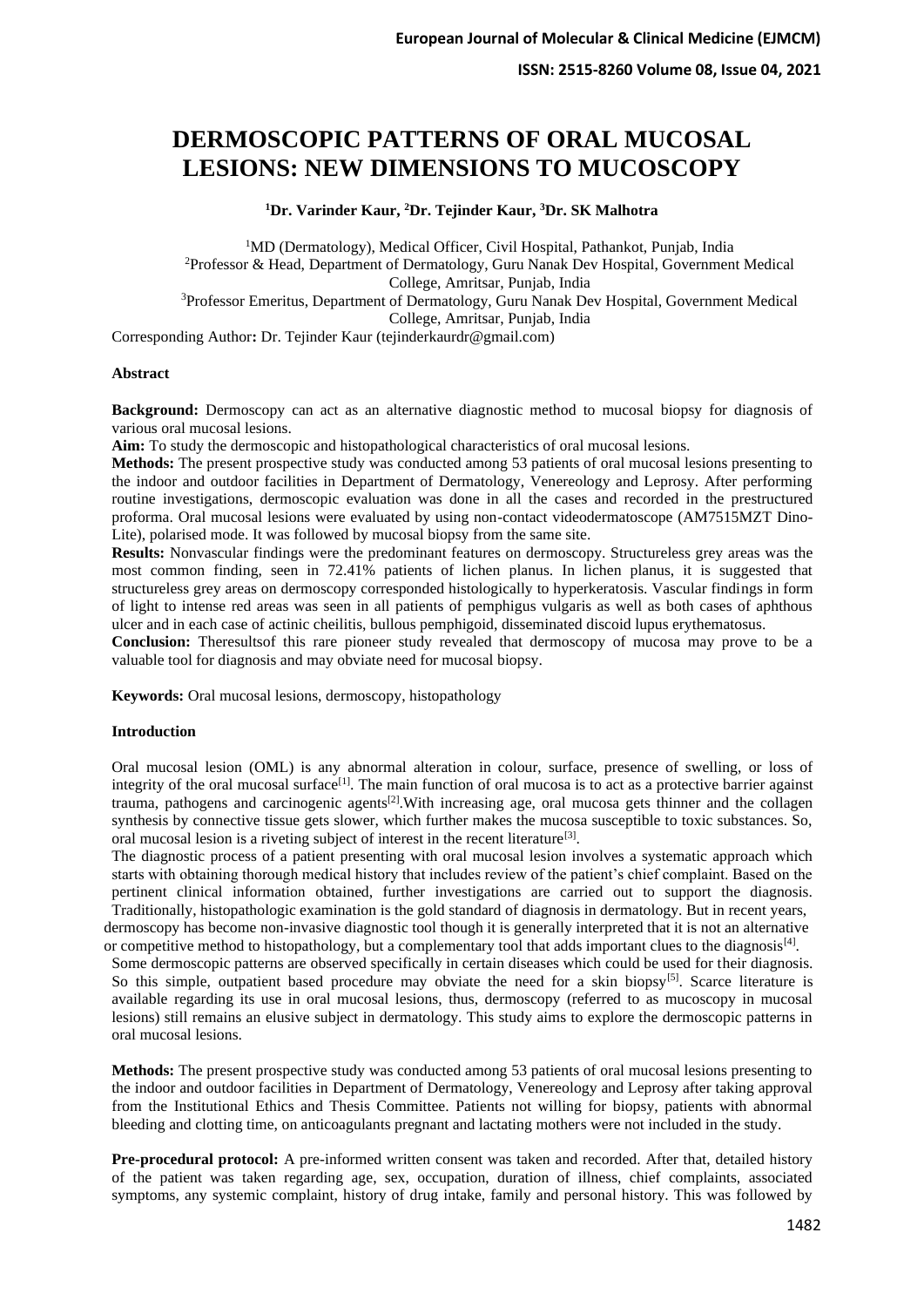# DERMOSCOPIC PATTERNS OF ORAL MUCOSAL LESIONS: NEW DIMENSIONS TO MUCOSCOPY

**[1]Dr. Varinder Kaur, [2]Dr. Tejinder Kaur, [3]Dr. SK Malhotra**

[1]MD (Dermatology), Medical Officer, Civil Hospital, Pathankot, Punjab, India
[2]Professor & Head, Department of Dermatology, Guru Nanak Dev Hospital, Government Medical College, Amritsar, Punjab, India
[3]Professor Emeritus, Department of Dermatology, Guru Nanak Dev Hospital, Government Medical College, Amritsar, Punjab, India

Corresponding Author**:** Dr. Tejinder Kaur (tejinderkaurdr@gmail.com)

## Abstract

**Background:** Dermoscopy can act as an alternative diagnostic method to mucosal biopsy for diagnosis of various oral mucosal lesions.

**Aim:** To study the dermoscopic and histopathological characteristics of oral mucosal lesions.

**Methods:** The present prospective study was conducted among 53 patients of oral mucosal lesions presenting to the indoor and outdoor facilities in Department of Dermatology, Venereology and Leprosy. After performing routine investigations, dermoscopic evaluation was done in all the cases and recorded in the prestructured proforma. Oral mucosal lesions were evaluated by using non-contact videodermatoscope (AM7515MZT Dino-Lite), polarised mode. It was followed by mucosal biopsy from the same site.

**Results:** Nonvascular findings were the predominant features on dermoscopy. Structureless grey areas was the most common finding, seen in 72.41% patients of lichen planus. In lichen planus, it is suggested that structureless grey areas on dermoscopy corresponded histologically to hyperkeratosis. Vascular findings in form of light to intense red areas was seen in all patients of pemphigus vulgaris as well as both cases of aphthous ulcer and in each case of actinic cheilitis, bullous pemphigoid, disseminated discoid lupus erythematosus.

**Conclusion:** Theresultsof this rare pioneer study revealed that dermoscopy of mucosa may prove to be a valuable tool for diagnosis and may obviate need for mucosal biopsy.

**Keywords:** Oral mucosal lesions, dermoscopy, histopathology

## Introduction

Oral mucosal lesion (OML) is any abnormal alteration in colour, surface, presence of swelling, or loss of integrity of the oral mucosal surface[1]. The main function of oral mucosa is to act as a protective barrier against trauma, pathogens and carcinogenic agents[2].With increasing age, oral mucosa gets thinner and the collagen synthesis by connective tissue gets slower, which further makes the mucosa susceptible to toxic substances. So, oral mucosal lesion is a riveting subject of interest in the recent literature[3].

The diagnostic process of a patient presenting with oral mucosal lesion involves a systematic approach which starts with obtaining thorough medical history that includes review of the patient's chief complaint. Based on the pertinent clinical information obtained, further investigations are carried out to support the diagnosis. Traditionally, histopathologic examination is the gold standard of diagnosis in dermatology. But in recent years, dermoscopy has become non-invasive diagnostic tool though it is generally interpreted that it is not an alternative or competitive method to histopathology, but a complementary tool that adds important clues to the diagnosis[4].

Some dermoscopic patterns are observed specifically in certain diseases which could be used for their diagnosis. So this simple, outpatient based procedure may obviate the need for a skin biopsy[5]. Scarce literature is available regarding its use in oral mucosal lesions, thus, dermoscopy (referred to as mucoscopy in mucosal lesions) still remains an elusive subject in dermatology. This study aims to explore the dermoscopic patterns in oral mucosal lesions.

**Methods:** The present prospective study was conducted among 53 patients of oral mucosal lesions presenting to the indoor and outdoor facilities in Department of Dermatology, Venereology and Leprosy after taking approval from the Institutional Ethics and Thesis Committee. Patients not willing for biopsy, patients with abnormal bleeding and clotting time, on anticoagulants pregnant and lactating mothers were not included in the study.

**Pre-procedural protocol:** A pre-informed written consent was taken and recorded. After that, detailed history of the patient was taken regarding age, sex, occupation, duration of illness, chief complaints, associated symptoms, any systemic complaint, history of drug intake, family and personal history. This was followed by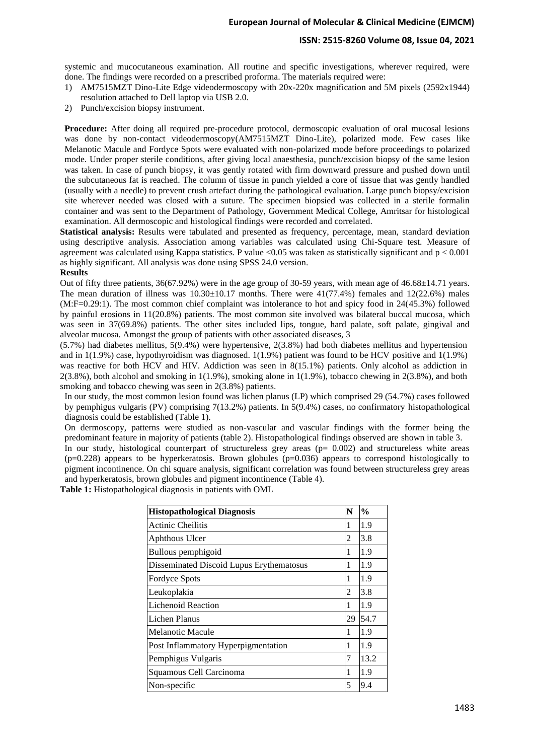systemic and mucocutaneous examination. All routine and specific investigations, wherever required, were done. The findings were recorded on a prescribed proforma. The materials required were:

1) AM7515MZT Dino-Lite Edge videodermoscopy with 20x-220x magnification and 5M pixels (2592x1944) resolution attached to Dell laptop via USB 2.0.
2) Punch/excision biopsy instrument.

**Procedure:** After doing all required pre-procedure protocol, dermoscopic evaluation of oral mucosal lesions was done by non-contact videodermoscopy(AM7515MZT Dino-Lite), polarized mode. Few cases like Melanotic Macule and Fordyce Spots were evaluated with non-polarized mode before proceedings to polarized mode. Under proper sterile conditions, after giving local anaesthesia, punch/excision biopsy of the same lesion was taken. In case of punch biopsy, it was gently rotated with firm downward pressure and pushed down until the subcutaneous fat is reached. The column of tissue in punch yielded a core of tissue that was gently handled (usually with a needle) to prevent crush artefact during the pathological evaluation. Large punch biopsy/excision site wherever needed was closed with a suture. The specimen biopsied was collected in a sterile formalin container and was sent to the Department of Pathology, Government Medical College, Amritsar for histological examination. All dermoscopic and histological findings were recorded and correlated.

**Statistical analysis:** Results were tabulated and presented as frequency, percentage, mean, standard deviation using descriptive analysis. Association among variables was calculated using Chi-Square test. Measure of agreement was calculated using Kappa statistics. P value $<0.05$ was taken as statistically significant and $p < 0.001$ as highly significant. All analysis was done using SPSS 24.0 version.

**Results**

Out of fifty three patients, 36(67.92%) were in the age group of 30-59 years, with mean age of 46.68±14.71 years. The mean duration of illness was 10.30±10.17 months. There were 41(77.4%) females and 12(22.6%) males (M:F=0.29:1). The most common chief complaint was intolerance to hot and spicy food in 24(45.3%) followed by painful erosions in 11(20.8%) patients. The most common site involved was bilateral buccal mucosa, which was seen in 37(69.8%) patients. The other sites included lips, tongue, hard palate, soft palate, gingival and alveolar mucosa. Amongst the group of patients with other associated diseases, 3 (5.7%) had diabetes mellitus, 5(9.4%) were hypertensive, 2(3.8%) had both diabetes mellitus and hypertension and in 1(1.9%) case, hypothyroidism was diagnosed. 1(1.9%) patient was found to be HCV positive and 1(1.9%) was reactive for both HCV and HIV. Addiction was seen in 8(15.1%) patients. Only alcohol as addiction in 2(3.8%), both alcohol and smoking in 1(1.9%), smoking alone in 1(1.9%), tobacco chewing in 2(3.8%), and both smoking and tobacco chewing was seen in 2(3.8%) patients.

In our study, the most common lesion found was lichen planus (LP) which comprised 29 (54.7%) cases followed by pemphigus vulgaris (PV) comprising 7(13.2%) patients. In 5(9.4%) cases, no confirmatory histopathological diagnosis could be established (Table 1).

On dermoscopy, patterns were studied as non-vascular and vascular findings with the former being the predominant feature in majority of patients (table 2). Histopathological findings observed are shown in table 3.

In our study, histological counterpart of structureless grey areas ($p= 0.002$) and structureless white areas ($p=0.228$) appears to be hyperkeratosis. Brown globules ($p=0.036$) appears to correspond histologically to pigment incontinence. On chi square analysis, significant correlation was found between structureless grey areas and hyperkeratosis, brown globules and pigment incontinence (Table 4).

**Table 1:** Histopathological diagnosis in patients with OML

| Histopathological Diagnosis | N | % |
|---|---|---|
| Actinic Cheilitis | 1 | 1.9 |
| Aphthous Ulcer | 2 | 3.8 |
| Bullous pemphigoid | 1 | 1.9 |
| Disseminated Discoid Lupus Erythematosus | 1 | 1.9 |
| Fordyce Spots | 1 | 1.9 |
| Leukoplakia | 2 | 3.8 |
| Lichenoid Reaction | 1 | 1.9 |
| Lichen Planus | 29 | 54.7 |
| Melanotic Macule | 1 | 1.9 |
| Post Inflammatory Hyperpigmentation | 1 | 1.9 |
| Pemphigus Vulgaris | 7 | 13.2 |
| Squamous Cell Carcinoma | 1 | 1.9 |
| Non-specific | 5 | 9.4 |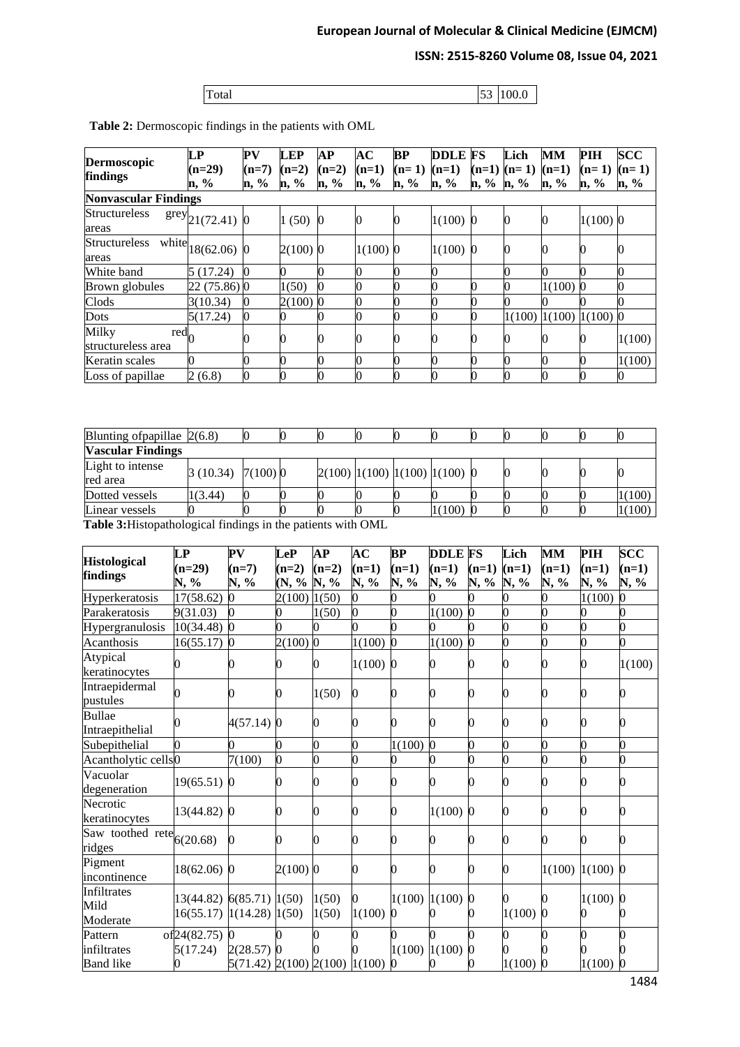| Total | 53 | 100.0 |
|---|---|---|

**Table 2:** Dermoscopic findings in the patients with OML

| Dermoscopic findings | LP (n=29) n, % | PV (n=7) n, % | LEP (n=2) n, % | AP (n=2) n, % | AC (n=1) n, % | BP (n= 1) n, % | DDLE (n=1) n, % | FS (n=1) n, % | Lich (n= 1) n, % | MM (n=1) n, % | PIH (n= 1) n, % | SCC (n= 1) n, % |
|---|---|---|---|---|---|---|---|---|---|---|---|---|
| **Nonvascular Findings** | | | | | | | | | | | | |
| Structureless grey areas | 21(72.41) | 0 | 1 (50) | 0 | 0 | 0 | 1(100) | 0 | 0 | 0 | 1(100) | 0 |
| Structureless white areas | 18(62.06) | 0 | 2(100) | 0 | 1(100) | 0 | 1(100) | 0 | 0 | 0 | 0 | 0 |
| White band | 5 (17.24) | 0 | 0 | 0 | 0 | 0 | 0 | | 0 | 0 | 0 | 0 |
| Brown globules | 22 (75.86) | 0 | 1(50) | 0 | 0 | 0 | 0 | 0 | 0 | 1(100) | 0 | 0 |
| Clods | 3(10.34) | 0 | 2(100) | 0 | 0 | 0 | 0 | 0 | 0 | | 0 | 0 |
| Dots | 5(17.24) | 0 | 0 | 0 | 0 | 0 | 0 | 0 | 1(100) | 1(100) | 1(100) | 0 |
| Milky red structureless area | 0 | 0 | 0 | 0 | 0 | 0 | 0 | 0 | 0 | 0 | 0 | 1(100) |
| Keratin scales | 0 | 0 | 0 | 0 | 0 | 0 | 0 | 0 | 0 | 0 | 0 | 1(100) |
| Loss of papillae | 2 (6.8) | 0 | 0 | 0 | 0 | 0 | 0 | 0 | 0 | 0 | 0 | 0 |
| Blunting ofpapillae | 2(6.8) | 0 | 0 | 0 | 0 | 0 | 0 | 0 | 0 | 0 | 0 | 0 |
| **Vascular Findings** | | | | | | | | | | | | |
| Light to intense red area | 3 (10.34) | 7(100) | 0 | 2(100) | 1(100) | 1(100) | 1(100) | 0 | 0 | 0 | 0 | 0 |
| Dotted vessels | 1(3.44) | 0 | 0 | 0 | 0 | 0 | 0 | 0 | 0 | 0 | 0 | 1(100) |
| Linear vessels | 0 | 0 | 0 | 0 | 0 | 0 | 1(100) | 0 | 0 | 0 | 0 | 1(100) |

**Table 3:** Histopathological findings in the patients with OML

| Histological findings | LP (n=29) N, % | PV (n=7) N, % | LeP (n=2) (N, % | AP (n=2) N, % | AC (n=1) N, % | BP (n=1) N, % | DDLE (n=1) N, % | FS (n=1) N, % | Lich (n=1) N, % | MM (n=1) N, % | PIH (n=1) N, % | SCC (n=1) N, % |
|---|---|---|---|---|---|---|---|---|---|---|---|---|
| Hyperkeratosis | 17(58.62) | 0 | 2(100) | 1(50) | 0 | 0 | 0 | 0 | 0 | 0 | 1(100) | 0 |
| Parakeratosis | 9(31.03) | 0 | 0 | 1(50) | 0 | 0 | 1(100) | 0 | 0 | 0 | 0 | 0 |
| Hypergranulosis | 10(34.48) | 0 | 0 | 0 | 0 | 0 | 0 | 0 | 0 | 0 | 0 | 0 |
| Acanthosis | 16(55.17) | 0 | 2(100) | 0 | 1(100) | 0 | 1(100) | 0 | 0 | 0 | 0 | 0 |
| Atypical keratinocytes | 0 | 0 | 0 | 0 | 1(100) | 0 | 0 | 0 | 0 | 0 | 0 | 1(100) |
| Intraepidermal pustules | 0 | 0 | 0 | 1(50) | 0 | 0 | 0 | 0 | 0 | 0 | 0 | 0 |
| Bullae Intraepithelial | 0 | 4(57.14) | 0 | 0 | 0 | 0 | 0 | 0 | 0 | 0 | 0 | 0 |
| Subepithelial | 0 | 0 | 0 | 0 | 0 | 1(100) | 0 | 0 | 0 | 0 | 0 | 0 |
| Acantholytic cells | 0 | 7(100) | 0 | 0 | 0 | 0 | 0 | 0 | 0 | 0 | 0 | 0 |
| Vacuolar degeneration | 19(65.51) | 0 | 0 | 0 | 0 | 0 | 0 | 0 | 0 | 0 | 0 | 0 |
| Necrotic keratinocytes | 13(44.82) | 0 | 0 | 0 | 0 | 0 | 1(100) | 0 | 0 | 0 | 0 | 0 |
| Saw toothed rete ridges | 6(20.68) | 0 | 0 | 0 | 0 | 0 | 0 | 0 | 0 | 0 | 0 | 0 |
| Pigment incontinence | 18(62.06) | 0 | 2(100) | 0 | 0 | 0 | 0 | 0 | 0 | 1(100) | 1(100) | 0 |
| Infiltrates Mild | 13(44.82) | 6(85.71) | 1(50) | 1(50) | 0 | 1(100) | 1(100) | 0 | 0 | 0 | 1(100) | 0 |
| Moderate | 16(55.17) | 1(14.28) | 1(50) | 1(50) | 1(100) | 0 | 0 | 0 | 1(100) | 0 | 0 | 0 |
| Pattern of infiltrates | 24(82.75) | 0 | 0 | 0 | 0 | 0 | 0 | 0 | 0 | 0 | 0 | 0 |
| | 5(17.24) | 2(28.57) | 0 | 0 | 0 | 1(100) | 1(100) | 0 | 0 | 0 | 0 | 0 |
| Band like | 0 | 5(71.42) | 2(100) | 2(100) | 1(100) | 0 | 0 | 0 | 1(100) | 0 | 1(100) | 0 |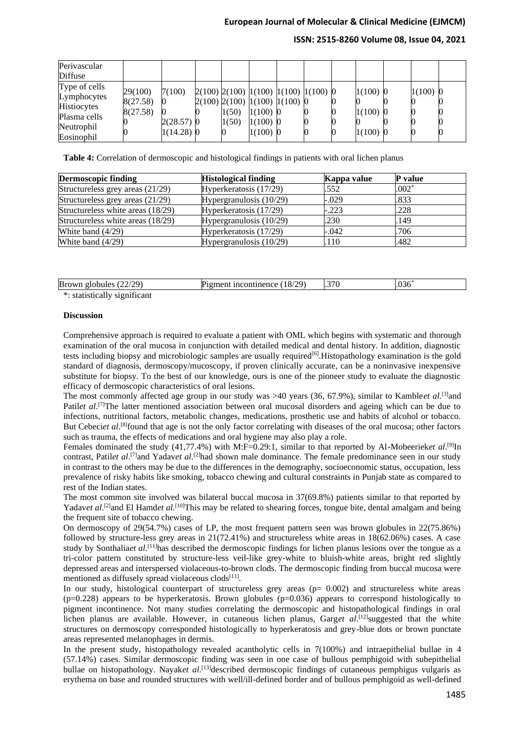| | | | | | | | | | | | | |
|---|---|---|---|---|---|---|---|---|---|---|---|---|
| Perivascular | | | | | | | | | | | | |
| Diffuse | | | | | | | | | | | | |
| Type of cells | 29(100) | 7(100) | 2(100) | 2(100) | 1(100) | 1(100) | 1(100) | 0 | 1(100) | 0 | 1(100) | 0 |
| Lymphocytes | 8(27.58) | 0 | 2(100) | 2(100) | 1(100) | 1(100) | 0 | 0 | 0 | 0 | 0 | 0 |
| Histiocytes | 8(27.58) | 0 | 0 | 1(50) | 1(100) | 0 | 0 | 0 | 1(100) | 0 | 0 | 0 |
| Plasma cells | 0 | 2(28.57) | 0 | 1(50) | 1(100) | 0 | 0 | 0 | 0 | 0 | 0 | 0 |
| Neutrophil | 0 | 1(14.28) | 0 | 0 | 1(100) | 0 | 0 | 0 | 1(100) | 0 | 0 | 0 |
| Eosinophil | | | | | | | | | | | | |

**Table 4:** Correlation of dermoscopic and histological findings in patients with oral lichen planus

| Dermoscopic finding | Histological finding | Kappa value | P value |
|---|---|---|---|
| Structureless grey areas (21/29) | Hyperkeratosis (17/29) | .552 | .002* |
| Structureless grey areas (21/29) | Hypergranulosis (10/29) | -.029 | .833 |
| Structureless white areas (18/29) | Hyperkeratosis (17/29) | -.223 | .228 |
| Structureless white areas (18/29) | Hypergranulosis (10/29) | .230 | .149 |
| White band (4/29) | Hyperkeratosis (17/29) | -.042 | .706 |
| White band (4/29) | Hypergranulosis (10/29) | .110 | .482 |
| Brown globules (22/29) | Pigment incontinence (18/29) | .370 | .036* |

*: statistically significant

**Discussion**

Comprehensive approach is required to evaluate a patient with OML which begins with systematic and thorough examination of the oral mucosa in conjunction with detailed medical and dental history. In addition, diagnostic tests including biopsy and microbiologic samples are usually required[6].Histopathology examination is the gold standard of diagnosis, dermoscopy/mucoscopy, if proven clinically accurate, can be a noninvasive inexpensive substitute for biopsy. To the best of our knowledge, ours is one of the pioneer study to evaluate the diagnostic efficacy of dermoscopic characteristics of oral lesions.

The most commonly affected age group in our study was >40 years (36, 67.9%), similar to Kamble*et al*.[3]and Patil*et al*.[7]The latter mentioned association between oral mucosal disorders and ageing which can be due to infections, nutritional factors, metabolic changes, medications, prosthetic use and habits of alcohol or tobacco. But Cebeci*et al*.[8]found that age is not the only factor correlating with diseases of the oral mucosa; other factors such as trauma, the effects of medications and oral hygiene may also play a role.

Females dominated the study (41,77.4%) with M:F=0.29:1, similar to that reported by Al-Mobeeriek*et al*.[9]In contrast, Patil*et al*.[7]and Yadav*et al*.[2]had shown male dominance. The female predominance seen in our study in contrast to the others may be due to the differences in the demography, socioeconomic status, occupation, less prevalence of risky habits like smoking, tobacco chewing and cultural constraints in Punjab state as compared to rest of the Indian states.

The most common site involved was bilateral buccal mucosa in 37(69.8%) patients similar to that reported by Yadav*et al*.[2]and El Hamd*et al*.[10]This may be related to shearing forces, tongue bite, dental amalgam and being the frequent site of tobacco chewing.

On dermoscopy of 29(54.7%) cases of LP, the most frequent pattern seen was brown globules in 22(75.86%) followed by structure-less grey areas in 21(72.41%) and structureless white areas in 18(62.06%) cases. A case study by Sonthalia*et al*.[11]has described the dermoscopic findings for lichen planus lesions over the tongue as a tri-color pattern constituted by structure-less veil-like grey-white to bluish-white areas, bright red slightly depressed areas and interspersed violaceous-to-brown clods. The dermoscopic finding from buccal mucosa were mentioned as diffusely spread violaceous clods[11].

In our study, histological counterpart of structureless grey areas (p= 0.002) and structureless white areas (p=0.228) appears to be hyperkeratosis. Brown globules (p=0.036) appears to correspond histologically to pigment incontinence. Not many studies correlating the dermoscopic and histopathological findings in oral lichen planus are available. However, in cutaneous lichen planus, Garg*et al*.[12]suggested that the white structures on dermoscopy corresponded histologically to hyperkeratosis and grey-blue dots or brown punctate areas represented melanophages in dermis.

In the present study, histopathology revealed acantholytic cells in 7(100%) and intraepithelial bullae in 4 (57.14%) cases. Similar dermoscopic finding was seen in one case of bullous pemphigoid with subepithelial bullae on histopathology. Nayak*et al*.[13]described dermoscopic findings of cutaneous pemphigus vulgaris as erythema on base and rounded structures with well/ill-defined border and of bullous pemphigoid as well-defined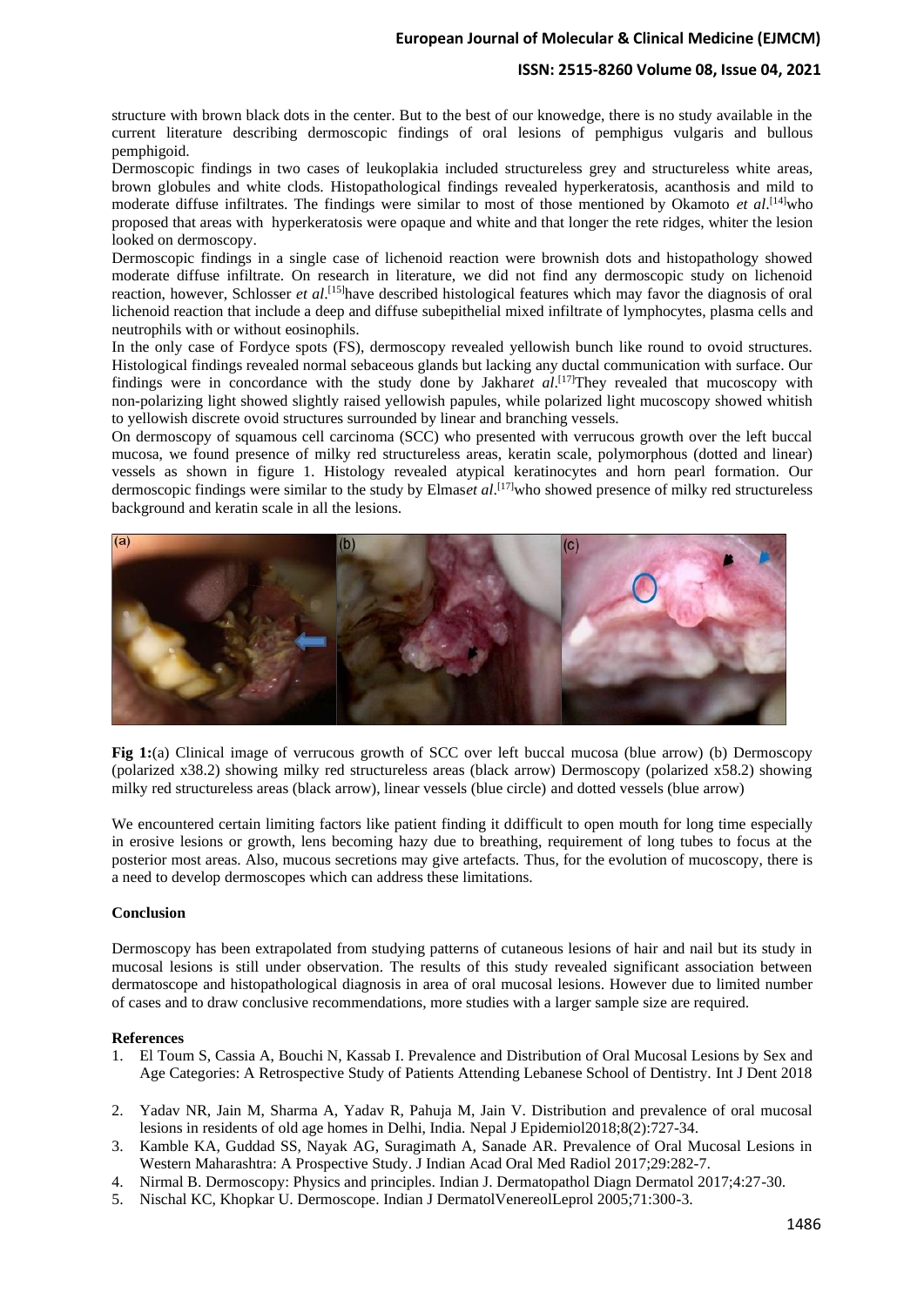structure with brown black dots in the center. But to the best of our knowedge, there is no study available in the current literature describing dermoscopic findings of oral lesions of pemphigus vulgaris and bullous pemphigoid.

Dermoscopic findings in two cases of leukoplakia included structureless grey and structureless white areas, brown globules and white clods. Histopathological findings revealed hyperkeratosis, acanthosis and mild to moderate diffuse infiltrates. The findings were similar to most of those mentioned by Okamoto *et al*.[14]who proposed that areas with hyperkeratosis were opaque and white and that longer the rete ridges, whiter the lesion looked on dermoscopy.

Dermoscopic findings in a single case of lichenoid reaction were brownish dots and histopathology showed moderate diffuse infiltrate. On research in literature, we did not find any dermoscopic study on lichenoid reaction, however, Schlosser *et al*.[15]have described histological features which may favor the diagnosis of oral lichenoid reaction that include a deep and diffuse subepithelial mixed infiltrate of lymphocytes, plasma cells and neutrophils with or without eosinophils.

In the only case of Fordyce spots (FS), dermoscopy revealed yellowish bunch like round to ovoid structures. Histological findings revealed normal sebaceous glands but lacking any ductal communication with surface. Our findings were in concordance with the study done by Jakhar*et al*.[17]They revealed that mucoscopy with non-polarizing light showed slightly raised yellowish papules, while polarized light mucoscopy showed whitish to yellowish discrete ovoid structures surrounded by linear and branching vessels.

On dermoscopy of squamous cell carcinoma (SCC) who presented with verrucous growth over the left buccal mucosa, we found presence of milky red structureless areas, keratin scale, polymorphous (dotted and linear) vessels as shown in figure 1. Histology revealed atypical keratinocytes and horn pearl formation. Our dermoscopic findings were similar to the study by Elmas*et al*.[17]who showed presence of milky red structureless background and keratin scale in all the lesions.

**Fig 1:**(a) Clinical image of verrucous growth of SCC over left buccal mucosa (blue arrow) (b) Dermoscopy (polarized x38.2) showing milky red structureless areas (black arrow) Dermoscopy (polarized x58.2) showing milky red structureless areas (black arrow), linear vessels (blue circle) and dotted vessels (blue arrow)

We encountered certain limiting factors like patient finding it ddifficult to open mouth for long time especially in erosive lesions or growth, lens becoming hazy due to breathing, requirement of long tubes to focus at the posterior most areas. Also, mucous secretions may give artefacts. Thus, for the evolution of mucoscopy, there is a need to develop dermoscopes which can address these limitations.

## Conclusion

Dermoscopy has been extrapolated from studying patterns of cutaneous lesions of hair and nail but its study in mucosal lesions is still under observation. The results of this study revealed significant association between dermatoscope and histopathological diagnosis in area of oral mucosal lesions. However due to limited number of cases and to draw conclusive recommendations, more studies with a larger sample size are required.

## References

1. El Toum S, Cassia A, Bouchi N, Kassab I. Prevalence and Distribution of Oral Mucosal Lesions by Sex and Age Categories: A Retrospective Study of Patients Attending Lebanese School of Dentistry. Int J Dent 2018
2. Yadav NR, Jain M, Sharma A, Yadav R, Pahuja M, Jain V. Distribution and prevalence of oral mucosal lesions in residents of old age homes in Delhi, India. Nepal J Epidemiol2018;8(2):727-34.
3. Kamble KA, Guddad SS, Nayak AG, Suragimath A, Sanade AR. Prevalence of Oral Mucosal Lesions in Western Maharashtra: A Prospective Study. J Indian Acad Oral Med Radiol 2017;29:282-7.
4. Nirmal B. Dermoscopy: Physics and principles. Indian J. Dermatopathol Diagn Dermatol 2017;4:27-30.
5. Nischal KC, Khopkar U. Dermoscope. Indian J DermatolVenereolLeprol 2005;71:300-3.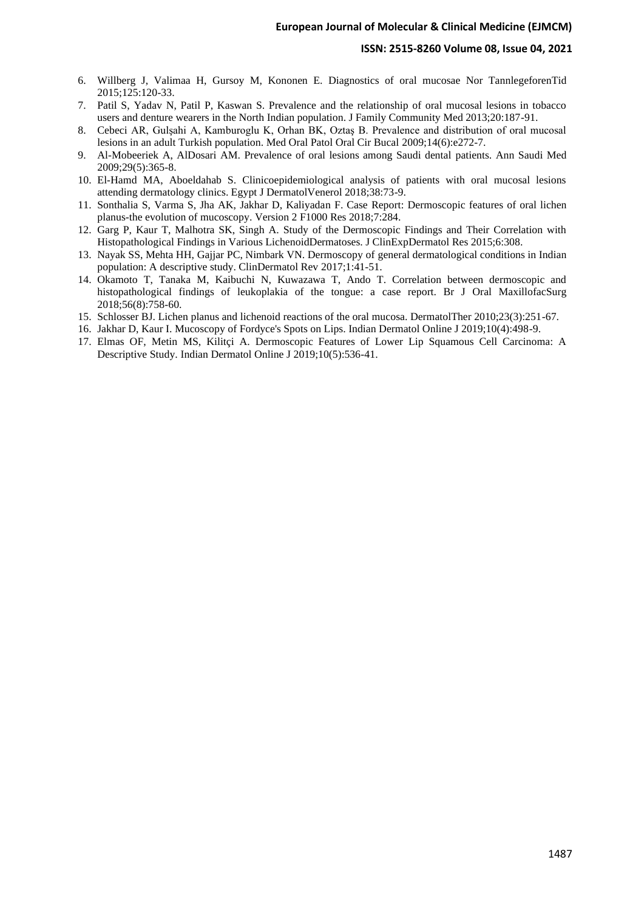6. Willberg J, Valimaa H, Gursoy M, Kononen E. Diagnostics of oral mucosae Nor TannlegeforenTid 2015;125:120-33.
7. Patil S, Yadav N, Patil P, Kaswan S. Prevalence and the relationship of oral mucosal lesions in tobacco users and denture wearers in the North Indian population. J Family Community Med 2013;20:187-91.
8. Cebeci AR, Gulşahi A, Kamburoglu K, Orhan BK, Oztaş B. Prevalence and distribution of oral mucosal lesions in an adult Turkish population. Med Oral Patol Oral Cir Bucal 2009;14(6):e272-7.
9. Al-Mobeeriek A, AlDosari AM. Prevalence of oral lesions among Saudi dental patients. Ann Saudi Med 2009;29(5):365-8.
10. El-Hamd MA, Aboeldahab S. Clinicoepidemiological analysis of patients with oral mucosal lesions attending dermatology clinics. Egypt J DermatolVenerol 2018;38:73-9.
11. Sonthalia S, Varma S, Jha AK, Jakhar D, Kaliyadan F. Case Report: Dermoscopic features of oral lichen planus-the evolution of mucoscopy. Version 2 F1000 Res 2018;7:284.
12. Garg P, Kaur T, Malhotra SK, Singh A. Study of the Dermoscopic Findings and Their Correlation with Histopathological Findings in Various LichenoidDermatoses. J ClinExpDermatol Res 2015;6:308.
13. Nayak SS, Mehta HH, Gajjar PC, Nimbark VN. Dermoscopy of general dermatological conditions in Indian population: A descriptive study. ClinDermatol Rev 2017;1:41-51.
14. Okamoto T, Tanaka M, Kaibuchi N, Kuwazawa T, Ando T. Correlation between dermoscopic and histopathological findings of leukoplakia of the tongue: a case report. Br J Oral MaxillofacSurg 2018;56(8):758-60.
15. Schlosser BJ. Lichen planus and lichenoid reactions of the oral mucosa. DermatolTher 2010;23(3):251-67.
16. Jakhar D, Kaur I. Mucoscopy of Fordyce's Spots on Lips. Indian Dermatol Online J 2019;10(4):498-9.
17. Elmas OF, Metin MS, Kilitçi A. Dermoscopic Features of Lower Lip Squamous Cell Carcinoma: A Descriptive Study. Indian Dermatol Online J 2019;10(5):536-41.